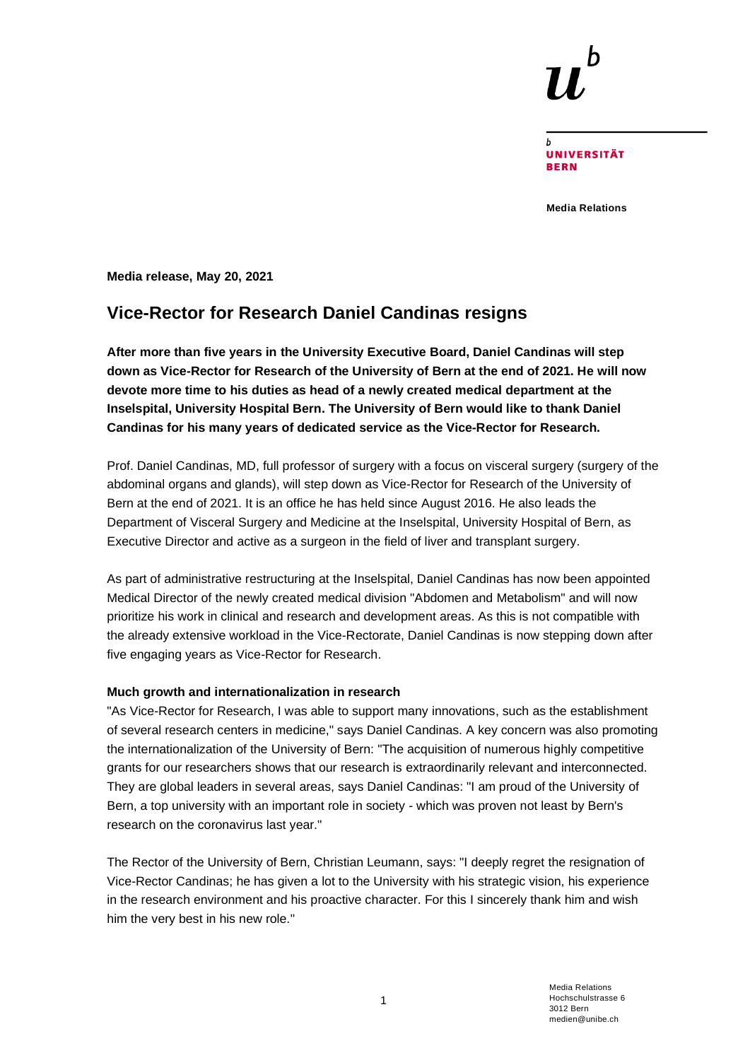Media Relations

**Media release, May 20, 2021**

# Vice-Rector for Research Daniel Candinas resigns

**After more than five years in the University Executive Board, Daniel Candinas will step down as Vice-Rector for Research of the University of Bern at the end of 2021. He will now devote more time to his duties as head of a newly created medical department at the Inselspital, University Hospital Bern. The University of Bern would like to thank Daniel Candinas for his many years of dedicated service as the Vice-Rector for Research.**

Prof. Daniel Candinas, MD, full professor of surgery with a focus on visceral surgery (surgery of the abdominal organs and glands), will step down as Vice-Rector for Research of the University of Bern at the end of 2021. It is an office he has held since August 2016. He also leads the Department of Visceral Surgery and Medicine at the Inselspital, University Hospital of Bern, as Executive Director and active as a surgeon in the field of liver and transplant surgery.

As part of administrative restructuring at the Inselspital, Daniel Candinas has now been appointed Medical Director of the newly created medical division "Abdomen and Metabolism" and will now prioritize his work in clinical and research and development areas. As this is not compatible with the already extensive workload in the Vice-Rectorate, Daniel Candinas is now stepping down after five engaging years as Vice-Rector for Research.

**Much growth and internationalization in research**

"As Vice-Rector for Research, I was able to support many innovations, such as the establishment of several research centers in medicine," says Daniel Candinas. A key concern was also promoting the internationalization of the University of Bern: "The acquisition of numerous highly competitive grants for our researchers shows that our research is extraordinarily relevant and interconnected. They are global leaders in several areas, says Daniel Candinas: "I am proud of the University of Bern, a top university with an important role in society - which was proven not least by Bern's research on the coronavirus last year."

The Rector of the University of Bern, Christian Leumann, says: "I deeply regret the resignation of Vice-Rector Candinas; he has given a lot to the University with his strategic vision, his experience in the research environment and his proactive character. For this I sincerely thank him and wish him the very best in his new role."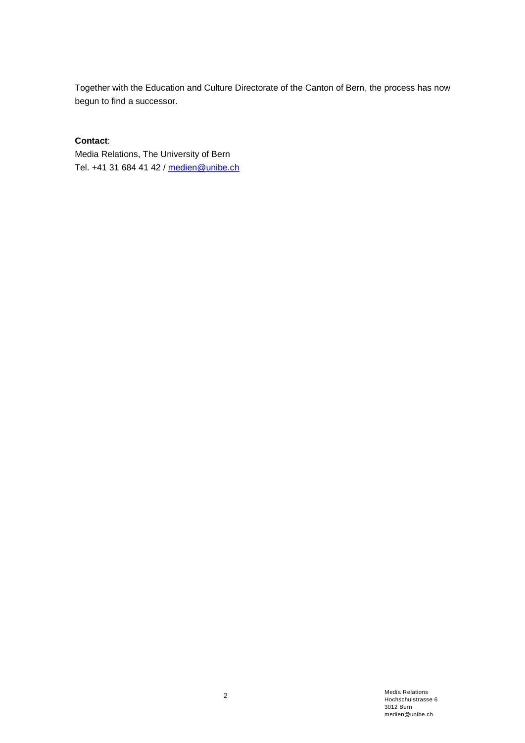Together with the Education and Culture Directorate of the Canton of Bern, the process has now begun to find a successor.

**Contact**:
Media Relations, The University of Bern
Tel. +41 31 684 41 42 / medien@unibe.ch

Media Relations
Hochschulstrasse 6
3012 Bern
medien@unibe.ch